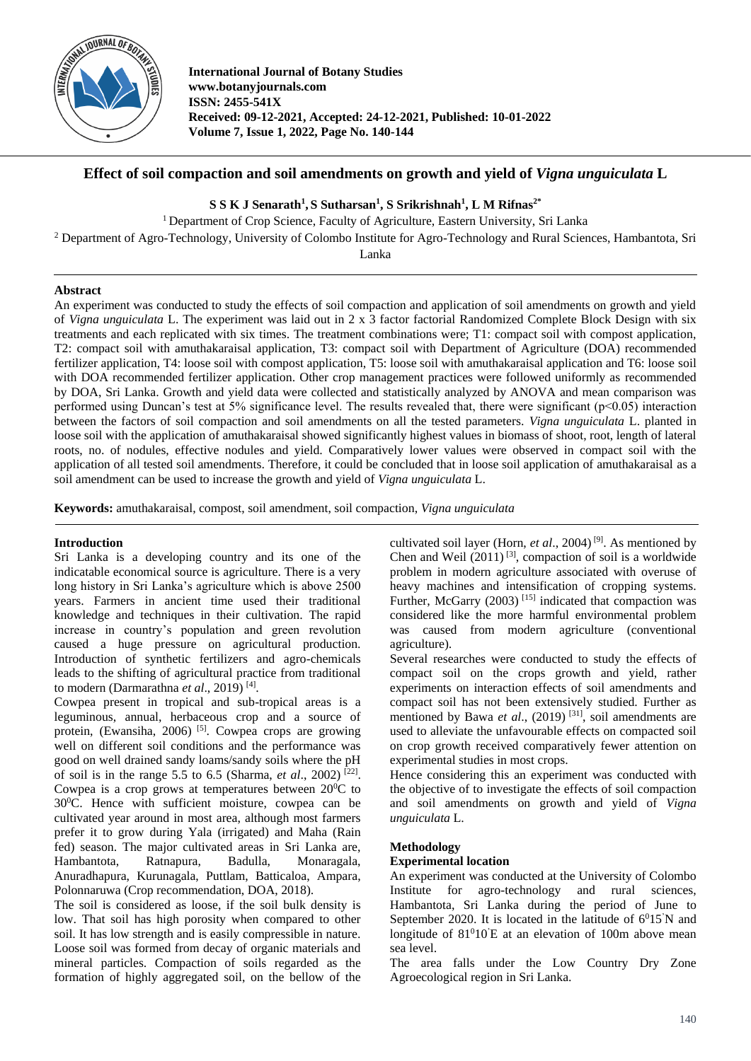# Effect of soil compaction and soil amendments on growth and yield of *Vigna unguiculata* L

**S S K J Senarath[1], S Sutharsan[1], S Srikrishnah[1], L M Rifnas[2*]**

[1] Department of Crop Science, Faculty of Agriculture, Eastern University, Sri Lanka

[2] Department of Agro-Technology, University of Colombo Institute for Agro-Technology and Rural Sciences, Hambantota, Sri Lanka

## Abstract

An experiment was conducted to study the effects of soil compaction and application of soil amendments on growth and yield of *Vigna unguiculata* L. The experiment was laid out in 2 x 3 factor factorial Randomized Complete Block Design with six treatments and each replicated with six times. The treatment combinations were; T1: compact soil with compost application, T2: compact soil with amuthakaraisal application, T3: compact soil with Department of Agriculture (DOA) recommended fertilizer application, T4: loose soil with compost application, T5: loose soil with amuthakaraisal application and T6: loose soil with DOA recommended fertilizer application. Other crop management practices were followed uniformly as recommended by DOA, Sri Lanka. Growth and yield data were collected and statistically analyzed by ANOVA and mean comparison was performed using Duncan's test at 5% significance level. The results revealed that, there were significant ($p<0.05$) interaction between the factors of soil compaction and soil amendments on all the tested parameters. *Vigna unguiculata* L. planted in loose soil with the application of amuthakaraisal showed significantly highest values in biomass of shoot, root, length of lateral roots, no. of nodules, effective nodules and yield. Comparatively lower values were observed in compact soil with the application of all tested soil amendments. Therefore, it could be concluded that in loose soil application of amuthakaraisal as a soil amendment can be used to increase the growth and yield of *Vigna unguiculata* L.

**Keywords:** amuthakaraisal, compost, soil amendment, soil compaction, *Vigna unguiculata*

## Introduction

Sri Lanka is a developing country and its one of the indicatable economical source is agriculture. There is a very long history in Sri Lanka's agriculture which is above 2500 years. Farmers in ancient time used their traditional knowledge and techniques in their cultivation. The rapid increase in country's population and green revolution caused a huge pressure on agricultural production. Introduction of synthetic fertilizers and agro-chemicals leads to the shifting of agricultural practice from traditional to modern (Darmarathna *et al*., 2019) [4].

Cowpea present in tropical and sub-tropical areas is a leguminous, annual, herbaceous crop and a source of protein, (Ewansiha, 2006) [5]. Cowpea crops are growing well on different soil conditions and the performance was good on well drained sandy loams/sandy soils where the pH of soil is in the range 5.5 to 6.5 (Sharma, *et al*., 2002) [22]. Cowpea is a crop grows at temperatures between $20^0$C to $30^0$C. Hence with sufficient moisture, cowpea can be cultivated year around in most area, although most farmers prefer it to grow during Yala (irrigated) and Maha (Rain fed) season. The major cultivated areas in Sri Lanka are, Hambantota, Ratnapura, Badulla, Monaragala, Anuradhapura, Kurunagala, Puttlam, Batticaloa, Ampara, Polonnaruwa (Crop recommendation, DOA, 2018).

The soil is considered as loose, if the soil bulk density is low. That soil has high porosity when compared to other soil. It has low strength and is easily compressible in nature. Loose soil was formed from decay of organic materials and mineral particles. Compaction of soils regarded as the formation of highly aggregated soil, on the bellow of the cultivated soil layer (Horn, *et al*., 2004) [9]. As mentioned by Chen and Weil (2011) [3], compaction of soil is a worldwide problem in modern agriculture associated with overuse of heavy machines and intensification of cropping systems. Further, McGarry (2003) [15] indicated that compaction was considered like the more harmful environmental problem was caused from modern agriculture (conventional agriculture).

Several researches were conducted to study the effects of compact soil on the crops growth and yield, rather experiments on interaction effects of soil amendments and compact soil has not been extensively studied. Further as mentioned by Bawa *et al*., (2019) [31], soil amendments are used to alleviate the unfavourable effects on compacted soil on crop growth received comparatively fewer attention on experimental studies in most crops.

Hence considering this an experiment was conducted with the objective of to investigate the effects of soil compaction and soil amendments on growth and yield of *Vigna unguiculata* L.

## Methodology

### Experimental location

An experiment was conducted at the University of Colombo Institute for agro-technology and rural sciences, Hambantota, Sri Lanka during the period of June to September 2020. It is located in the latitude of $6^0 15'$N and longitude of $81^0 10'$E at an elevation of 100m above mean sea level.

The area falls under the Low Country Dry Zone Agroecological region in Sri Lanka.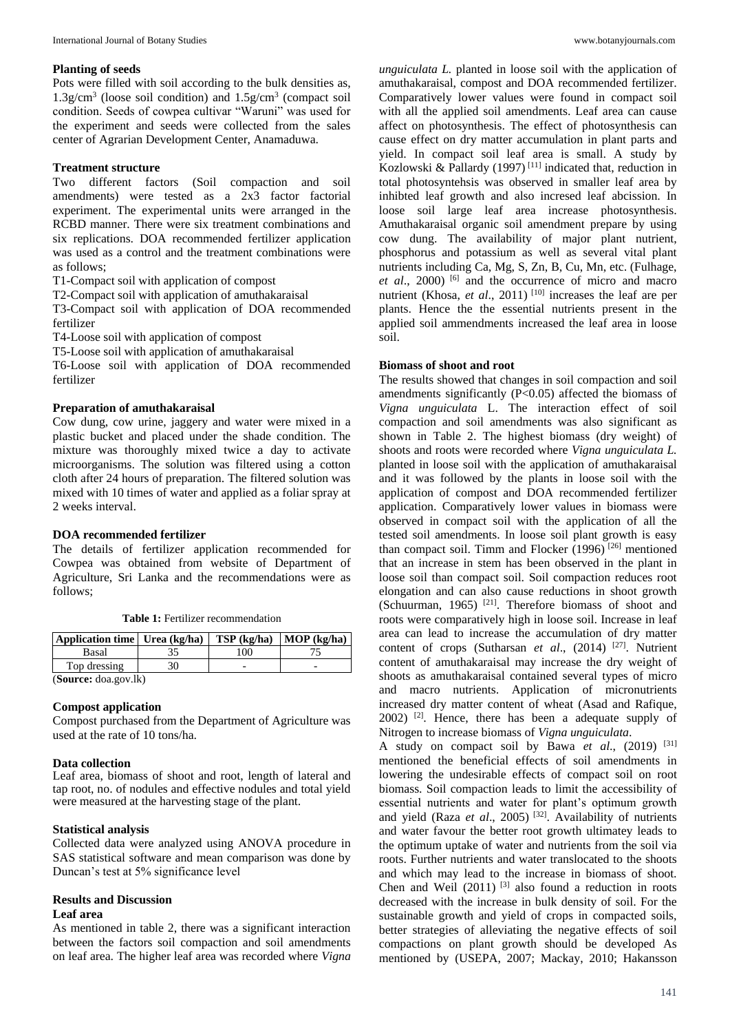### Planting of seeds

Pots were filled with soil according to the bulk densities as, 1.3g/cm$^3$ (loose soil condition) and 1.5g/cm$^3$ (compact soil condition. Seeds of cowpea cultivar "Waruni" was used for the experiment and seeds were collected from the sales center of Agrarian Development Center, Anamaduwa.

### Treatment structure

Two different factors (Soil compaction and soil amendments) were tested as a 2x3 factor factorial experiment. The experimental units were arranged in the RCBD manner. There were six treatment combinations and six replications. DOA recommended fertilizer application was used as a control and the treatment combinations were as follows;

T1-Compact soil with application of compost

T2-Compact soil with application of amuthakaraisal

T3-Compact soil with application of DOA recommended fertilizer

T4-Loose soil with application of compost

T5-Loose soil with application of amuthakaraisal

T6-Loose soil with application of DOA recommended fertilizer

### Preparation of amuthakaraisal

Cow dung, cow urine, jaggery and water were mixed in a plastic bucket and placed under the shade condition. The mixture was thoroughly mixed twice a day to activate microorganisms. The solution was filtered using a cotton cloth after 24 hours of preparation. The filtered solution was mixed with 10 times of water and applied as a foliar spray at 2 weeks interval.

### DOA recommended fertilizer

The details of fertilizer application recommended for Cowpea was obtained from website of Department of Agriculture, Sri Lanka and the recommendations were as follows;

**Table 1:** Fertilizer recommendation

| Application time | Urea (kg/ha) | TSP (kg/ha) | MOP (kg/ha) |
|---|---|---|---|
| Basal | 35 | 100 | 75 |
| Top dressing | 30 | - | - |

(**Source:** doa.gov.lk)

### Compost application

Compost purchased from the Department of Agriculture was used at the rate of 10 tons/ha.

### Data collection

Leaf area, biomass of shoot and root, length of lateral and tap root, no. of nodules and effective nodules and total yield were measured at the harvesting stage of the plant.

### Statistical analysis

Collected data were analyzed using ANOVA procedure in SAS statistical software and mean comparison was done by Duncan's test at 5% significance level

## Results and Discussion

### Leaf area

As mentioned in table 2, there was a significant interaction between the factors soil compaction and soil amendments on leaf area. The higher leaf area was recorded where *Vigna unguiculata L.* planted in loose soil with the application of amuthakaraisal, compost and DOA recommended fertilizer. Comparatively lower values were found in compact soil with all the applied soil amendments. Leaf area can cause affect on photosynthesis. The effect of photosynthesis can cause effect on dry matter accumulation in plant parts and yield. In compact soil leaf area is small. A study by Kozlowski & Pallardy (1997) [11] indicated that, reduction in total photosyntehsis was observed in smaller leaf area by inhibted leaf growth and also incresed leaf abcission. In loose soil large leaf area increase photosynthesis. Amuthakaraisal organic soil amendment prepare by using cow dung. The availability of major plant nutrient, phosphorus and potassium as well as several vital plant nutrients including Ca, Mg, S, Zn, B, Cu, Mn, etc. (Fulhage, *et al*., 2000) [6] and the occurrence of micro and macro nutrient (Khosa, *et al*., 2011) [10] increases the leaf are per plants. Hence the the essential nutrients present in the applied soil ammendments increased the leaf area in loose soil.

### Biomass of shoot and root

The results showed that changes in soil compaction and soil amendments significantly ($P<0.05$) affected the biomass of *Vigna unguiculata* L. The interaction effect of soil compaction and soil amendments was also significant as shown in Table 2. The highest biomass (dry weight) of shoots and roots were recorded where *Vigna unguiculata L.* planted in loose soil with the application of amuthakaraisal and it was followed by the plants in loose soil with the application of compost and DOA recommended fertilizer application. Comparatively lower values in biomass were observed in compact soil with the application of all the tested soil amendments. In loose soil plant growth is easy than compact soil. Timm and Flocker (1996) [26] mentioned that an increase in stem has been observed in the plant in loose soil than compact soil. Soil compaction reduces root elongation and can also cause reductions in shoot growth (Schuurman, 1965) [21]. Therefore biomass of shoot and roots were comparatively high in loose soil. Increase in leaf area can lead to increase the accumulation of dry matter content of crops (Sutharsan *et al*., (2014) [27]. Nutrient content of amuthakaraisal may increase the dry weight of shoots as amuthakaraisal contained several types of micro and macro nutrients. Application of micronutrients increased dry matter content of wheat (Asad and Rafique, 2002) [2]. Hence, there has been a adequate supply of Nitrogen to increase biomass of *Vigna unguiculata*.

A study on compact soil by Bawa *et al*., (2019) [31] mentioned the beneficial effects of soil amendments in lowering the undesirable effects of compact soil on root biomass. Soil compaction leads to limit the accessibility of essential nutrients and water for plant's optimum growth and yield (Raza *et al*., 2005) [32]. Availability of nutrients and water favour the better root growth ultimatey leads to the optimum uptake of water and nutrients from the soil via roots. Further nutrients and water translocated to the shoots and which may lead to the increase in biomass of shoot. Chen and Weil (2011) [3] also found a reduction in roots decreased with the increase in bulk density of soil. For the sustainable growth and yield of crops in compacted soils, better strategies of alleviating the negative effects of soil compactions on plant growth should be developed As mentioned by (USEPA, 2007; Mackay, 2010; Hakansson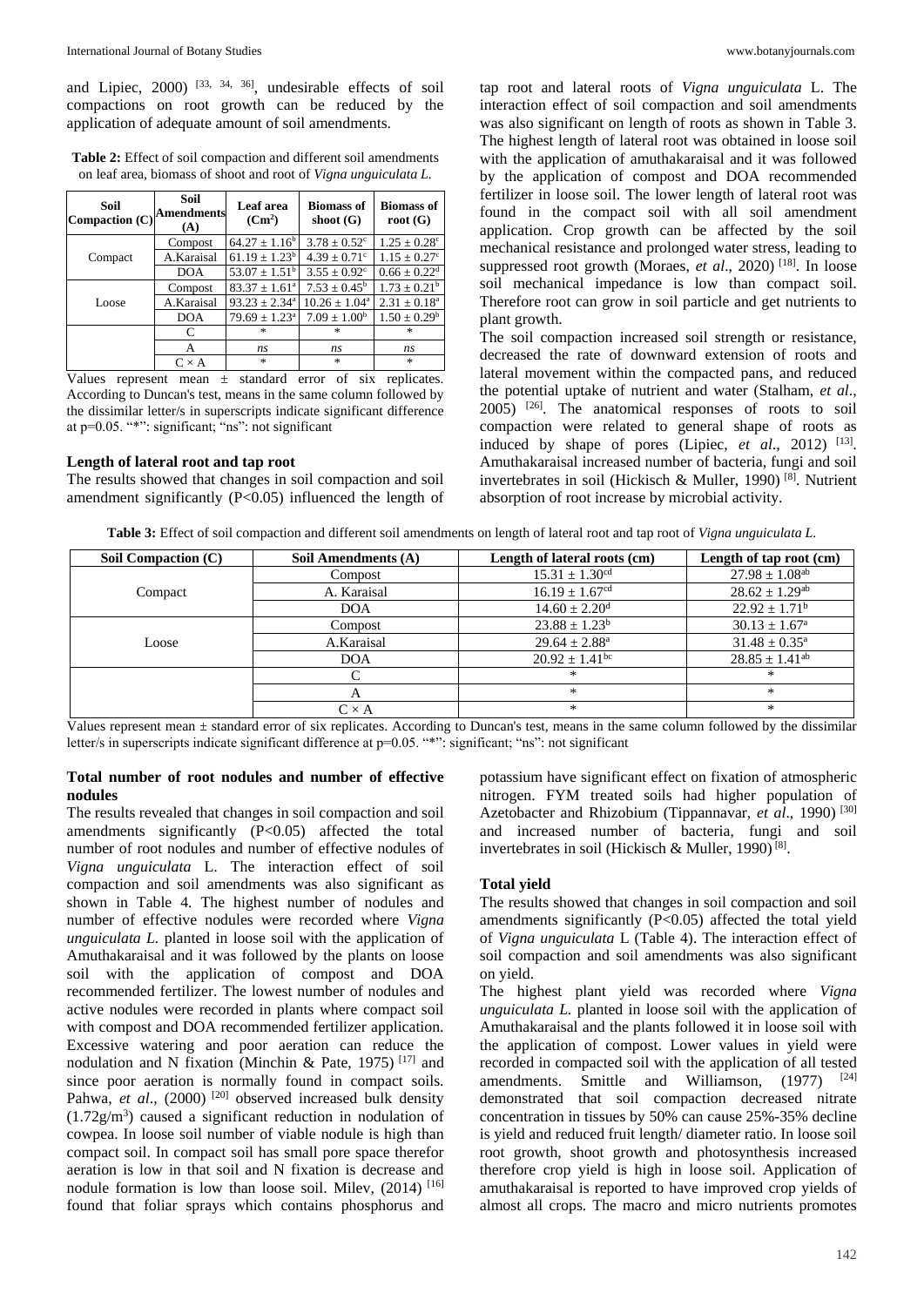and Lipiec, 2000) [33, 34, 36], undesirable effects of soil compactions on root growth can be reduced by the application of adequate amount of soil amendments.

**Table 2:** Effect of soil compaction and different soil amendments on leaf area, biomass of shoot and root of *Vigna unguiculata L.*

| Soil Compaction (C) | Soil Amendments (A) | Leaf area (Cm²) | Biomass of shoot (G) | Biomass of root (G) |
|---|---|---|---|---|
| Compact | Compost | $64.27 \pm 1.16^{b}$ | $3.78 \pm 0.52^{c}$ | $1.25 \pm 0.28^{c}$ |
| | A.Karaisal | $61.19 \pm 1.23^{b}$ | $4.39 \pm 0.71^{c}$ | $1.15 \pm 0.27^{c}$ |
| | DOA | $53.07 \pm 1.51^{b}$ | $3.55 \pm 0.92^{c}$ | $0.66 \pm 0.22^{d}$ |
| Loose | Compost | $83.37 \pm 1.61^{a}$ | $7.53 \pm 0.45^{b}$ | $1.73 \pm 0.21^{b}$ |
| | A.Karaisal | $93.23 \pm 2.34^{a}$ | $10.26 \pm 1.04^{a}$ | $2.31 \pm 0.18^{a}$ |
| | DOA | $79.69 \pm 1.23^{a}$ | $7.09 \pm 1.00^{b}$ | $1.50 \pm 0.29^{b}$ |
| | C | * | * | * |
| | A | *ns* | *ns* | *ns* |
| | C × A | * | * | * |

Values represent mean ± standard error of six replicates. According to Duncan's test, means in the same column followed by the dissimilar letter/s in superscripts indicate significant difference at p=0.05. "*": significant; "ns": not significant

### Length of lateral root and tap root

The results showed that changes in soil compaction and soil amendment significantly ($P<0.05$) influenced the length of tap root and lateral roots of *Vigna unguiculata* L. The interaction effect of soil compaction and soil amendments was also significant on length of roots as shown in Table 3. The highest length of lateral root was obtained in loose soil with the application of amuthakaraisal and it was followed by the application of compost and DOA recommended fertilizer in loose soil. The lower length of lateral root was found in the compact soil with all soil amendment application. Crop growth can be affected by the soil mechanical resistance and prolonged water stress, leading to suppressed root growth (Moraes, *et al*., 2020) [18]. In loose soil mechanical impedance is low than compact soil. Therefore root can grow in soil particle and get nutrients to plant growth.

The soil compaction increased soil strength or resistance, decreased the rate of downward extension of roots and lateral movement within the compacted pans, and reduced the potential uptake of nutrient and water (Stalham, *et al*., 2005) [26]. The anatomical responses of roots to soil compaction were related to general shape of roots as induced by shape of pores (Lipiec, *et al*., 2012) [13]. Amuthakaraisal increased number of bacteria, fungi and soil invertebrates in soil (Hickisch & Muller, 1990) [8]. Nutrient absorption of root increase by microbial activity.

**Table 3:** Effect of soil compaction and different soil amendments on length of lateral root and tap root of *Vigna unguiculata L.*

| Soil Compaction (C) | Soil Amendments (A) | Length of lateral roots (cm) | Length of tap root (cm) |
|---|---|---|---|
| Compact | Compost | $15.31 \pm 1.30^{cd}$ | $27.98 \pm 1.08^{ab}$ |
| | A. Karaisal | $16.19 \pm 1.67^{cd}$ | $28.62 \pm 1.29^{ab}$ |
| | DOA | $14.60 \pm 2.20^{d}$ | $22.92 \pm 1.71^{b}$ |
| Loose | Compost | $23.88 \pm 1.23^{b}$ | $30.13 \pm 1.67^{a}$ |
| | A.Karaisal | $29.64 \pm 2.88^{a}$ | $31.48 \pm 0.35^{a}$ |
| | DOA | $20.92 \pm 1.41^{bc}$ | $28.85 \pm 1.41^{ab}$ |
| | C | * | * |
| | A | * | * |
| | C × A | * | * |

Values represent mean ± standard error of six replicates. According to Duncan's test, means in the same column followed by the dissimilar letter/s in superscripts indicate significant difference at p=0.05. "*": significant; "ns": not significant

### Total number of root nodules and number of effective nodules

The results revealed that changes in soil compaction and soil amendments significantly ($P<0.05$) affected the total number of root nodules and number of effective nodules of *Vigna unguiculata* L. The interaction effect of soil compaction and soil amendments was also significant as shown in Table 4. The highest number of nodules and number of effective nodules were recorded where *Vigna unguiculata L.* planted in loose soil with the application of Amuthakaraisal and it was followed by the plants on loose soil with the application of compost and DOA recommended fertilizer. The lowest number of nodules and active nodules were recorded in plants where compact soil with compost and DOA recommended fertilizer application. Excessive watering and poor aeration can reduce the nodulation and N fixation (Minchin & Pate, 1975) [17] and since poor aeration is normally found in compact soils. Pahwa, *et al*., (2000) [20] observed increased bulk density ($1.72 g/m^3$) caused a significant reduction in nodulation of cowpea. In loose soil number of viable nodule is high than compact soil. In compact soil has small pore space therefor aeration is low in that soil and N fixation is decrease and nodule formation is low than loose soil. Milev, (2014) [16] found that foliar sprays which contains phosphorus and potassium have significant effect on fixation of atmospheric nitrogen. FYM treated soils had higher population of Azetobacter and Rhizobium (Tippannavar, *et al*., 1990) [30] and increased number of bacteria, fungi and soil invertebrates in soil (Hickisch & Muller, 1990) [8].

### Total yield

The results showed that changes in soil compaction and soil amendments significantly ($P<0.05$) affected the total yield of *Vigna unguiculata* L (Table 4). The interaction effect of soil compaction and soil amendments was also significant on yield.

The highest plant yield was recorded where *Vigna unguiculata L.* planted in loose soil with the application of Amuthakaraisal and the plants followed it in loose soil with the application of compost. Lower values in yield were recorded in compacted soil with the application of all tested amendments. Smittle and Williamson, (1977) [24] demonstrated that soil compaction decreased nitrate concentration in tissues by 50% can cause 25%-35% decline is yield and reduced fruit length/ diameter ratio. In loose soil root growth, shoot growth and photosynthesis increased therefore crop yield is high in loose soil. Application of amuthakaraisal is reported to have improved crop yields of almost all crops. The macro and micro nutrients promotes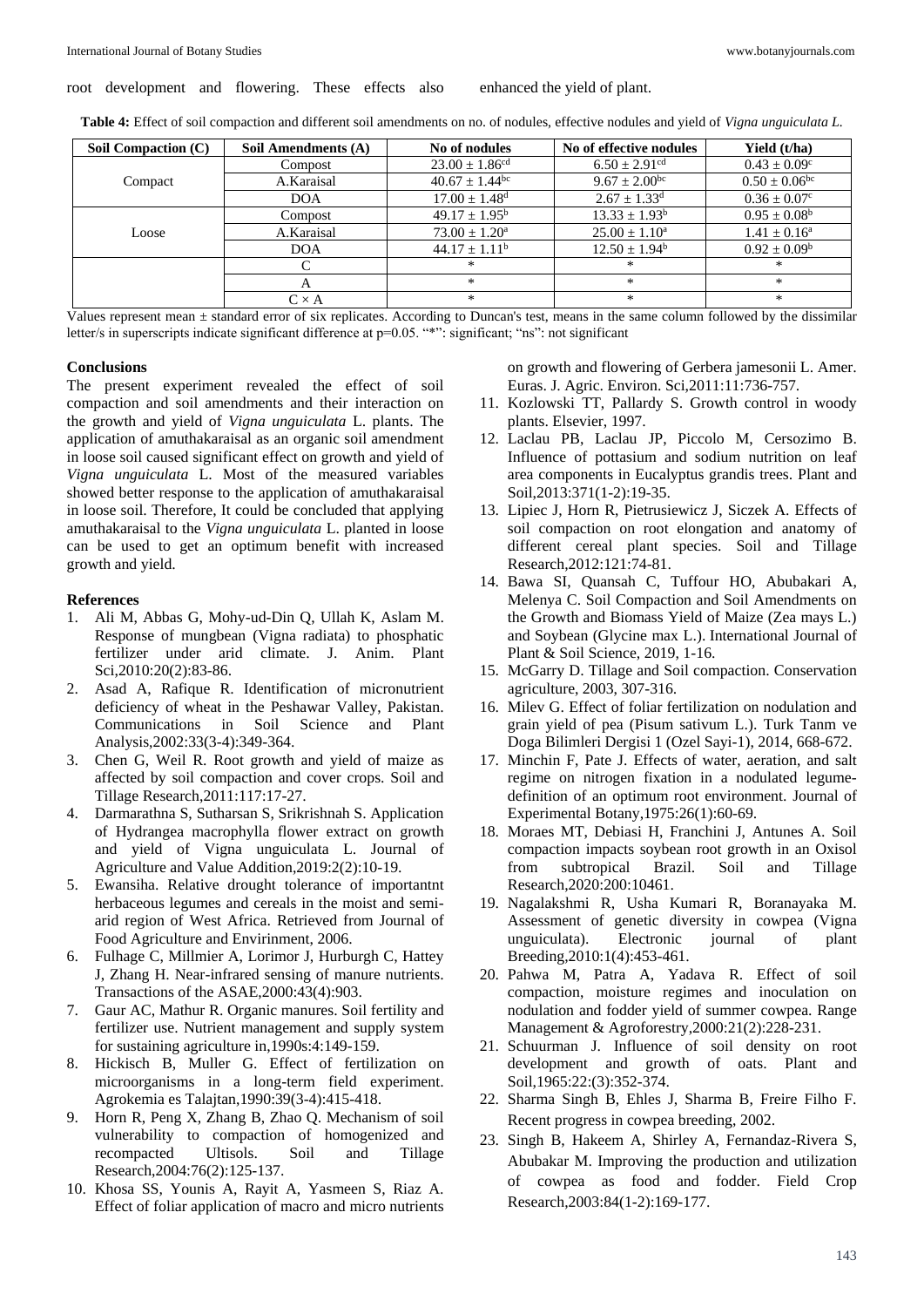root development and flowering. These effects also enhanced the yield of plant.

**Table 4:** Effect of soil compaction and different soil amendments on no. of nodules, effective nodules and yield of *Vigna unguiculata L.*

| Soil Compaction (C) | Soil Amendments (A) | No of nodules | No of effective nodules | Yield (t/ha) |
|---|---|---|---|---|
| Compact | Compost | $23.00 \pm 1.86^{cd}$ | $6.50 \pm 2.91^{cd}$ | $0.43 \pm 0.09^{c}$ |
| | A.Karaisal | $40.67 \pm 1.44^{bc}$ | $9.67 \pm 2.00^{bc}$ | $0.50 \pm 0.06^{bc}$ |
| | DOA | $17.00 \pm 1.48^{d}$ | $2.67 \pm 1.33^{d}$ | $0.36 \pm 0.07^{c}$ |
| Loose | Compost | $49.17 \pm 1.95^{b}$ | $13.33 \pm 1.93^{b}$ | $0.95 \pm 0.08^{b}$ |
| | A.Karaisal | $73.00 \pm 1.20^{a}$ | $25.00 \pm 1.10^{a}$ | $1.41 \pm 0.16^{a}$ |
| | DOA | $44.17 \pm 1.11^{b}$ | $12.50 \pm 1.94^{b}$ | $0.92 \pm 0.09^{b}$ |
| | C | * | * | * |
| | A | * | * | * |
| | C × A | * | * | * |

Values represent mean ± standard error of six replicates. According to Duncan's test, means in the same column followed by the dissimilar letter/s in superscripts indicate significant difference at p=0.05. "*": significant; "ns": not significant

## Conclusions

The present experiment revealed the effect of soil compaction and soil amendments and their interaction on the growth and yield of *Vigna unguiculata* L. plants. The application of amuthakaraisal as an organic soil amendment in loose soil caused significant effect on growth and yield of *Vigna unguiculata* L. Most of the measured variables showed better response to the application of amuthakaraisal in loose soil. Therefore, It could be concluded that applying amuthakaraisal to the *Vigna unguiculata* L. planted in loose can be used to get an optimum benefit with increased growth and yield.

## References

1. Ali M, Abbas G, Mohy-ud-Din Q, Ullah K, Aslam M. Response of mungbean (Vigna radiata) to phosphatic fertilizer under arid climate. J. Anim. Plant Sci,2010:20(2):83-86.
2. Asad A, Rafique R. Identification of micronutrient deficiency of wheat in the Peshawar Valley, Pakistan. Communications in Soil Science and Plant Analysis,2002:33(3-4):349-364.
3. Chen G, Weil R. Root growth and yield of maize as affected by soil compaction and cover crops. Soil and Tillage Research,2011:117:17-27.
4. Darmarathna S, Sutharsan S, Srikrishnah S. Application of Hydrangea macrophylla flower extract on growth and yield of Vigna unguiculata L. Journal of Agriculture and Value Addition,2019:2(2):10-19.
5. Ewansiha. Relative drought tolerance of importantnt herbaceous legumes and cereals in the moist and semi-arid region of West Africa. Retrieved from Journal of Food Agriculture and Envirinment, 2006.
6. Fulhage C, Millmier A, Lorimor J, Hurburgh C, Hattey J, Zhang H. Near-infrared sensing of manure nutrients. Transactions of the ASAE,2000:43(4):903.
7. Gaur AC, Mathur R. Organic manures. Soil fertility and fertilizer use. Nutrient management and supply system for sustaining agriculture in,1990s:4:149-159.
8. Hickisch B, Muller G. Effect of fertilization on microorganisms in a long-term field experiment. Agrokemia es Talajtan,1990:39(3-4):415-418.
9. Horn R, Peng X, Zhang B, Zhao Q. Mechanism of soil vulnerability to compaction of homogenized and recompacted Ultisols. Soil and Tillage Research,2004:76(2):125-137.
10. Khosa SS, Younis A, Rayit A, Yasmeen S, Riaz A. Effect of foliar application of macro and micro nutrients on growth and flowering of Gerbera jamesonii L. Amer. Euras. J. Agric. Environ. Sci,2011:11:736-757.
11. Kozlowski TT, Pallardy S. Growth control in woody plants. Elsevier, 1997.
12. Laclau PB, Laclau JP, Piccolo M, Cersozimo B. Influence of pottasium and sodium nutrition on leaf area components in Eucalyptus grandis trees. Plant and Soil,2013:371(1-2):19-35.
13. Lipiec J, Horn R, Pietrusiewicz J, Siczek A. Effects of soil compaction on root elongation and anatomy of different cereal plant species. Soil and Tillage Research,2012:121:74-81.
14. Bawa SI, Quansah C, Tuffour HO, Abubakari A, Melenya C. Soil Compaction and Soil Amendments on the Growth and Biomass Yield of Maize (Zea mays L.) and Soybean (Glycine max L.). International Journal of Plant & Soil Science, 2019, 1-16.
15. McGarry D. Tillage and Soil compaction. Conservation agriculture, 2003, 307-316.
16. Milev G. Effect of foliar fertilization on nodulation and grain yield of pea (Pisum sativum L.). Turk Tanm ve Doga Bilimleri Dergisi 1 (Ozel Sayi-1), 2014, 668-672.
17. Minchin F, Pate J. Effects of water, aeration, and salt regime on nitrogen fixation in a nodulated legume-definition of an optimum root environment. Journal of Experimental Botany,1975:26(1):60-69.
18. Moraes MT, Debiasi H, Franchini J, Antunes A. Soil compaction impacts soybean root growth in an Oxisol from subtropical Brazil. Soil and Tillage Research,2020:200:10461.
19. Nagalakshmi R, Usha Kumari R, Boranayaka M. Assessment of genetic diversity in cowpea (Vigna unguiculata). Electronic journal of plant Breeding,2010:1(4):453-461.
20. Pahwa M, Patra A, Yadava R. Effect of soil compaction, moisture regimes and inoculation on nodulation and fodder yield of summer cowpea. Range Management & Agroforestry,2000:21(2):228-231.
21. Schuurman J. Influence of soil density on root development and growth of oats. Plant and Soil,1965:22:(3):352-374.
22. Sharma Singh B, Ehles J, Sharma B, Freire Filho F. Recent progress in cowpea breeding, 2002.
23. Singh B, Hakeem A, Shirley A, Fernandaz-Rivera S, Abubakar M. Improving the production and utilization of cowpea as food and fodder. Field Crop Research,2003:84(1-2):169-177.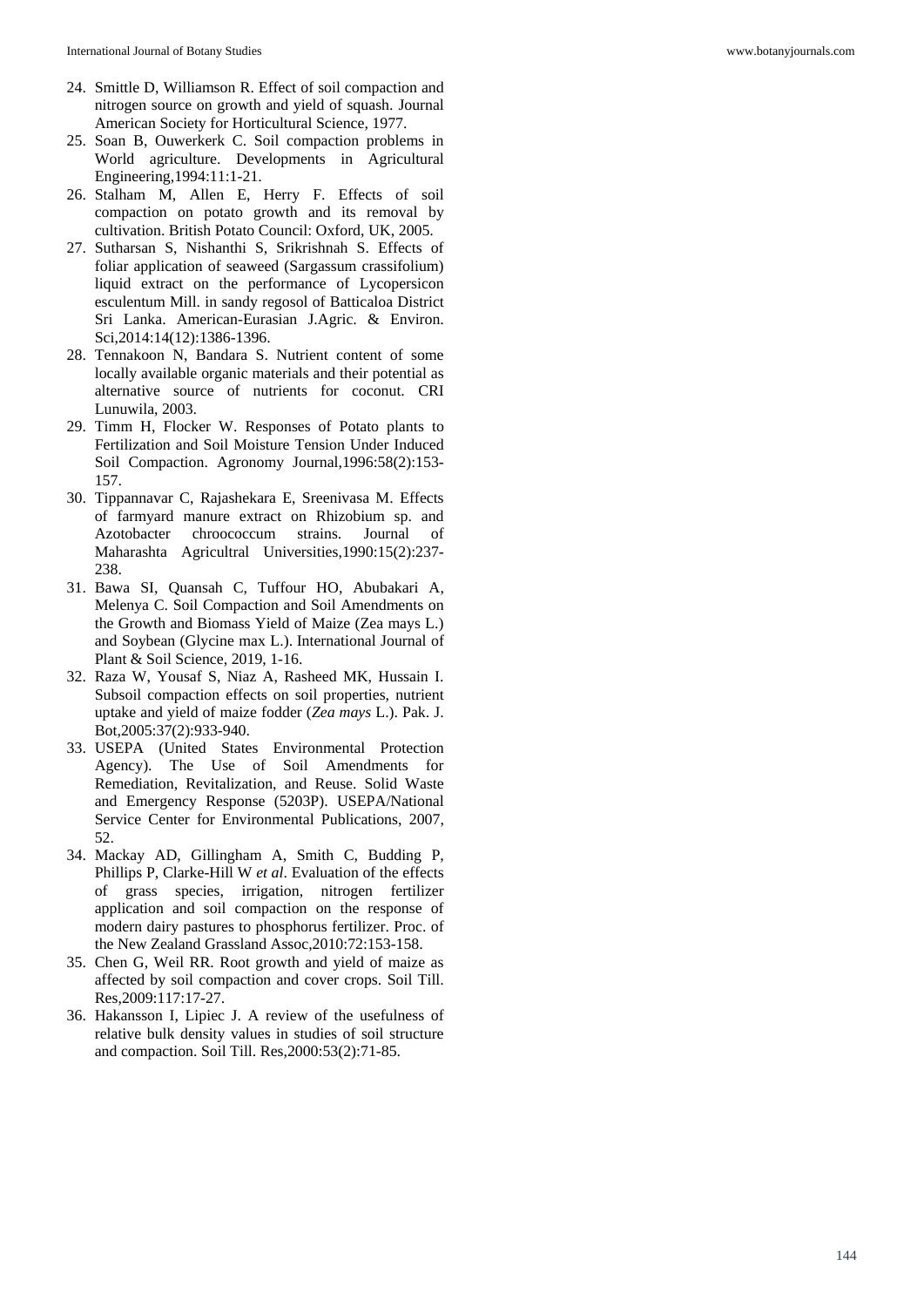24. Smittle D, Williamson R. Effect of soil compaction and nitrogen source on growth and yield of squash. Journal American Society for Horticultural Science, 1977.
25. Soan B, Ouwerkerk C. Soil compaction problems in World agriculture. Developments in Agricultural Engineering,1994:11:1-21.
26. Stalham M, Allen E, Herry F. Effects of soil compaction on potato growth and its removal by cultivation. British Potato Council: Oxford, UK, 2005.
27. Sutharsan S, Nishanthi S, Srikrishnah S. Effects of foliar application of seaweed (Sargassum crassifolium) liquid extract on the performance of Lycopersicon esculentum Mill. in sandy regosol of Batticaloa District Sri Lanka. American-Eurasian J.Agric. & Environ. Sci,2014:14(12):1386-1396.
28. Tennakoon N, Bandara S. Nutrient content of some locally available organic materials and their potential as alternative source of nutrients for coconut. CRI Lunuwila, 2003.
29. Timm H, Flocker W. Responses of Potato plants to Fertilization and Soil Moisture Tension Under Induced Soil Compaction. Agronomy Journal,1996:58(2):153-157.
30. Tippannavar C, Rajashekara E, Sreenivasa M. Effects of farmyard manure extract on Rhizobium sp. and Azotobacter chroococcum strains. Journal of Maharashta Agricultral Universities,1990:15(2):237-238.
31. Bawa SI, Quansah C, Tuffour HO, Abubakari A, Melenya C. Soil Compaction and Soil Amendments on the Growth and Biomass Yield of Maize (Zea mays L.) and Soybean (Glycine max L.). International Journal of Plant & Soil Science, 2019, 1-16.
32. Raza W, Yousaf S, Niaz A, Rasheed MK, Hussain I. Subsoil compaction effects on soil properties, nutrient uptake and yield of maize fodder (*Zea mays* L.). Pak. J. Bot,2005:37(2):933-940.
33. USEPA (United States Environmental Protection Agency). The Use of Soil Amendments for Remediation, Revitalization, and Reuse. Solid Waste and Emergency Response (5203P). USEPA/National Service Center for Environmental Publications, 2007, 52.
34. Mackay AD, Gillingham A, Smith C, Budding P, Phillips P, Clarke-Hill W *et al*. Evaluation of the effects of grass species, irrigation, nitrogen fertilizer application and soil compaction on the response of modern dairy pastures to phosphorus fertilizer. Proc. of the New Zealand Grassland Assoc,2010:72:153-158.
35. Chen G, Weil RR. Root growth and yield of maize as affected by soil compaction and cover crops. Soil Till. Res,2009:117:17-27.
36. Hakansson I, Lipiec J. A review of the usefulness of relative bulk density values in studies of soil structure and compaction. Soil Till. Res,2000:53(2):71-85.